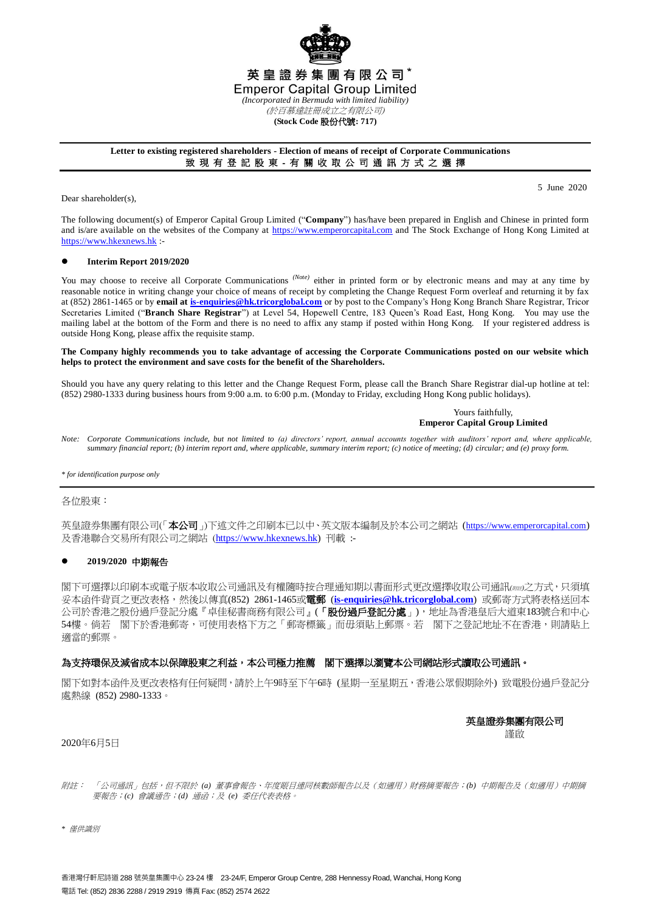**英皇證券集團有限公司\***

**Emperor Capital Group Limited**

*(Incorporated in Bermuda with limited liability)*

*(於百慕達註冊成立之有限公司)*

**(Stock Code 股份代號: 717)**

**Letter to existing registered shareholders - Election of means of receipt of Corporate Communications**

**致現有登記股東 - 有關收取公司通訊方式之選擇**

5 June 2020

Dear shareholder(s),

The following document(s) of Emperor Capital Group Limited ("**Company**") has/have been prepared in English and Chinese in printed form and is/are available on the websites of the Company at https://www.emperorcapital.com and The Stock Exchange of Hong Kong Limited at https://www.hkexnews.hk :-

- **Interim Report 2019/2020**

You may choose to receive all Corporate Communications *(Note)* either in printed form or by electronic means and may at any time by reasonable notice in writing change your choice of means of receipt by completing the Change Request Form overleaf and returning it by fax at (852) 2861-1465 or by **email at is-enquiries@hk.tricorglobal.com** or by post to the Company's Hong Kong Branch Share Registrar, Tricor Secretaries Limited ("**Branch Share Registrar**") at Level 54, Hopewell Centre, 183 Queen's Road East, Hong Kong. You may use the mailing label at the bottom of the Form and there is no need to affix any stamp if posted within Hong Kong. If your registered address is outside Hong Kong, please affix the requisite stamp.

**The Company highly recommends you to take advantage of accessing the Corporate Communications posted on our website which helps to protect the environment and save costs for the benefit of the Shareholders.**

Should you have any query relating to this letter and the Change Request Form, please call the Branch Share Registrar dial-up hotline at tel: (852) 2980-1333 during business hours from 9:00 a.m. to 6:00 p.m. (Monday to Friday, excluding Hong Kong public holidays).

Yours faithfully,
**Emperor Capital Group Limited**

*Note: Corporate Communications include, but not limited to (a) directors' report, annual accounts together with auditors' report and, where applicable, summary financial report; (b) interim report and, where applicable, summary interim report; (c) notice of meeting; (d) circular; and (e) proxy form.*

*\* for identification purpose only*

---

各位股東：

英皇證券集團有限公司(「**本公司**」)下述文件之印刷本已以中、英文版本編制及於本公司之網站 (https://www.emperorcapital.com) 及香港聯合交易所有限公司之網站 (https://www.hkexnews.hk) 刊載 :-

- **2019/2020 中期報告**

閣下可選擇以印刷本或電子版本收取公司通訊及有權隨時按合理通知期以書面形式更改選擇收取公司通訊*(附註)*之方式，只須填妥本函件背頁之更改表格，然後以傳真(852) 2861-1465或**電郵** (**is-enquiries@hk.tricorglobal.com**) 或郵寄方式將表格送回本公司於香港之股份過戶登記分處『卓佳秘書商務有限公司』(「**股份過戶登記分處**」)，地址為香港皇后大道東183號合和中心54樓。倘若 閣下於香港郵寄，可使用表格下方之「郵寄標籤」而毋須貼上郵票。若 閣下之登記地址不在香港，則請貼上適當的郵票。

**為支持環保及減省成本以保障股東之利益，本公司極力推薦 閣下選擇以瀏覽本公司網站形式讀取公司通訊。**

閣下如對本函件及更改表格有任何疑問，請於上午9時至下午6時 (星期一至星期五，香港公眾假期除外) 致電股份過戶登記分處熱線 (852) 2980-1333。

**英皇證券集團有限公司**
謹啟

2020年6月5日

*附註： 「公司通訊」包括，但不限於 (a) 董事會報告、年度賬目連同核數師報告以及（如適用）財務摘要報告；(b) 中期報告及（如適用）中期摘要報告；(c) 會議通告；(d) 通函；及 (e) 委任代表表格。*

*\* 僅供識別*

香港灣仔軒尼詩道 288 號英皇集團中心 23-24 樓 23-24/F, Emperor Group Centre, 288 Hennessy Road, Wanchai, Hong Kong
電話 Tel: (852) 2836 2288 / 2919 2919 傳真 Fax: (852) 2574 2622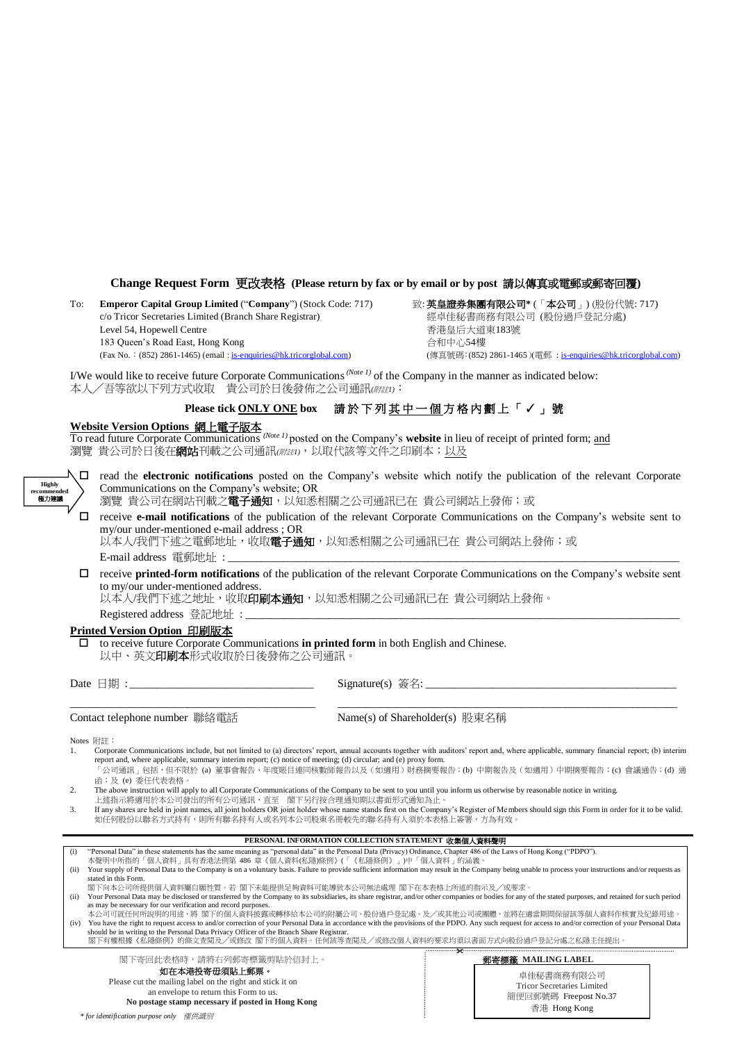## Change Request Form 更改表格 (Please return by fax or by email or by post 請以傳真或電郵或郵寄回覆)

To: **Emperor Capital Group Limited** ("**Company**") (Stock Code: 717)
c/o Tricor Secretaries Limited (Branch Share Registrar)
Level 54, Hopewell Centre
183 Queen's Road East, Hong Kong
(Fax No.：(852) 2861-1465) (email : is-enquiries@hk.tricorglobal.com)

致: **英皇證券集團有限公司***（「**本公司**」) (股份代號: 717)
經卓佳秘書商務有限公司 (股份過戶登記分處)
香港皇后大道東183號
合和中心54樓
(傳真號碼: (852) 2861-1465 )(電郵 ：is-enquiries@hk.tricorglobal.com)

I/We would like to receive future Corporate Communications *(Note 1)* of the Company in the manner as indicated below:
本人╱吾等欲以下列方式收取 貴公司於日後發佈之公司通訊*(附註1)*：

**Please tick ONLY ONE box** 請於下列其中一個方格內劃上「✓」號

**Website Version Options 網上電子版本**

To read future Corporate Communications *(Note 1)* posted on the Company's **website** in lieu of receipt of printed form; and
瀏覽 貴公司於日後在**網站**刊載之公司通訊*(附註1)*，以取代該等文件之印刷本；以及

**Highly recommended 極力建議**

☐ read the **electronic notifications** posted on the Company's website which notify the publication of the relevant Corporate Communications on the Company's website; OR
瀏覽 貴公司在網站刊載之**電子通知**，以知悉相關之公司通訊已在 貴公司網站上發佈；或

☐ receive **e-mail notifications** of the publication of the relevant Corporate Communications on the Company's website sent to my/our under-mentioned e-mail address ; OR
以本人/我們下述之電郵地址，收取**電子通知**，以知悉相關之公司通訊已在 貴公司網站上發佈；或
E-mail address 電郵地址 ：\_\_\_\_\_\_\_\_\_\_\_\_\_\_\_\_\_\_\_\_\_\_\_\_\_\_\_\_\_\_\_\_\_\_\_\_\_\_\_\_

☐ receive **printed-form notifications** of the publication of the relevant Corporate Communications on the Company's website sent to my/our under-mentioned address.
以本人/我們下述之地址，收取**印刷本通知**，以知悉相關之公司通訊已在 貴公司網站上發佈。
Registered address 登記地址 ：\_\_\_\_\_\_\_\_\_\_\_\_\_\_\_\_\_\_\_\_\_\_\_\_\_\_\_\_\_\_\_\_\_\_\_\_\_\_\_\_

**Printed Version Option 印刷版本**

☐ to receive future Corporate Communications **in printed form** in both English and Chinese.
以中、英文**印刷本**形式收取於日後發佈之公司通訊。

Date 日期 ：\_\_\_\_\_\_\_\_\_\_\_\_\_\_\_\_\_\_\_\_ Signature(s) 簽名: \_\_\_\_\_\_\_\_\_\_\_\_\_\_\_\_\_\_\_\_\_\_\_\_\_\_

\_\_\_\_\_\_\_\_\_\_\_\_\_\_\_\_\_\_\_\_\_\_\_\_\_\_ \_\_\_\_\_\_\_\_\_\_\_\_\_\_\_\_\_\_\_\_\_\_\_\_\_\_

Contact telephone number 聯絡電話 Name(s) of Shareholder(s) 股東名稱

Notes 附註：

1. Corporate Communications include, but not limited to (a) directors' report, annual accounts together with auditors' report and, where applicable, summary financial report; (b) interim report and, where applicable, summary interim report; (c) notice of meeting; (d) circular; and (e) proxy form.
「公司通訊」包括，但不限於 (a) 董事會報告、年度賬目連同核數師報告以及（如適用）財務摘要報告；(b) 中期報告及（如適用）中期摘要報告；(c) 會議通告；(d) 通函；及 (e) 委任代表表格。
2. The above instruction will apply to all Corporate Communications of the Company to be sent to you until you inform us otherwise by reasonable notice in writing.
上述指示將適用於本公司發出的所有公司通訊，直至 閣下另行按合理通知期以書面形式通知為止。
3. If any shares are held in joint names, all joint holders OR joint holder whose name stands first on the Company's Register of Members should sign this Form in order for it to be valid.
如任何股份以聯名方式持有，則所有聯名持有人或名列本公司股東名冊較先的聯名持有人須於本表格上簽署，方為有效。

**PERSONAL INFORMATION COLLECTION STATEMENT 收集個人資料聲明**

(i) "Personal Data" in these statements has the same meaning as "personal data" in the Personal Data (Privacy) Ordinance, Chapter 486 of the Laws of Hong Kong ("PDPO").
本聲明中所指的「個人資料」具有香港法例第 486 章《個人資料(私隱)條例》(「《私隱條例》」)中「個人資料」的涵義。

(ii) Your supply of Personal Data to the Company is on a voluntary basis. Failure to provide sufficient information may result in the Company being unable to process your instructions and/or requests as stated in this Form.
閣下向本公司所提供個人資料屬自願性質。若 閣下未能提供足夠資料可能導致本公司無法處理 閣下在本表格上所述的指示及／或要求。

(ii) Your Personal Data may be disclosed or transferred by the Company to its subsidiaries, its share registrar, and/or other companies or bodies for any of the stated purposes, and retained for such period as may be necessary for our verification and record purposes.
本公司可就任何所說明的用途，將 閣下的個人資料披露或轉移給本公司的附屬公司、股份過戶登記處、及／或其他公司或團體，並將在適當期間保留該等個人資料作核實及紀錄用途。

(iv) You have the right to request access to and/or correction of your Personal Data in accordance with the provisions of the PDPO. Any such request for access to and/or correction of your Personal Data should be in writing to the Personal Data Privacy Officer of the Branch Share Registrar.
閣下有權根據《私隱條例》的條文查閱及／或修改 閣下的個人資料。任何該等查閱及／或修改個人資料的要求均須以書面方式向股份過戶登記分處之私隱主任提出。

閣下寄回此表格時，請將右列郵寄標籤剪貼於信封上。
**如在本港投寄毋須貼上郵票。**
Please cut the mailing label on the right and stick it on an envelope to return this Form to us.
**No postage stamp necessary if posted in Hong Kong**

**郵寄標籤 MAILING LABEL**

卓佳秘書商務有限公司
Tricor Secretaries Limited
簡便回郵號碼 Freepost No.37
香港 Hong Kong

*\* for identification purpose only 僅供識別*